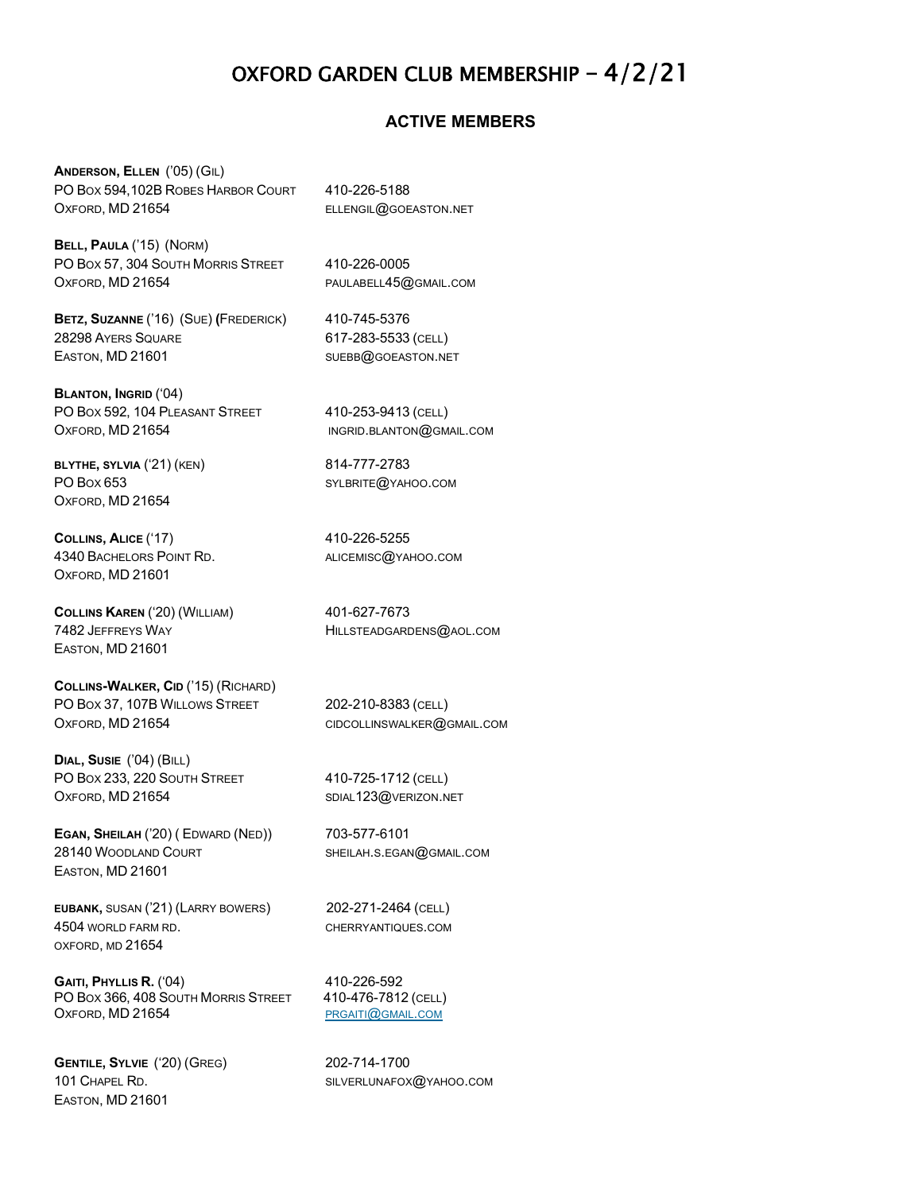# OXFORD GARDEN CLUB MEMBERSHIP – 4/2/21

## ACTIVE MEMBERS

**ANDERSON, ELLEN** ('05) (GIL)
PO BOX 594,102B ROBES HARBOR COURT — 410-226-5188
OXFORD, MD 21654 — ELLENGIL@GOEASTON.NET

**BELL, PAULA** ('15) (NORM)
PO BOX 57, 304 SOUTH MORRIS STREET — 410-226-0005
OXFORD, MD 21654 — PAULABELL45@GMAIL.COM

**BETZ, SUZANNE** ('16) (SUE) (FREDERICK) — 410-745-5376
28298 AYERS SQUARE — 617-283-5533 (CELL)
EASTON, MD 21601 — SUEBB@GOEASTON.NET

**BLANTON, INGRID** ('04)
PO BOX 592, 104 PLEASANT STREET — 410-253-9413 (CELL)
OXFORD, MD 21654 — INGRID.BLANTON@GMAIL.COM

**BLYTHE, SYLVIA** ('21) (KEN) — 814-777-2783
PO BOX 653 — SYLBRITE@YAHOO.COM
OXFORD, MD 21654

**COLLINS, ALICE** ('17) — 410-226-5255
4340 BACHELORS POINT RD. — ALICEMISC@YAHOO.COM
OXFORD, MD 21601

**COLLINS KAREN** ('20) (WILLIAM) — 401-627-7673
7482 JEFFREYS WAY — HILLSTEADGARDENS@AOL.COM
EASTON, MD 21601

**COLLINS-WALKER, CID** ('15) (RICHARD)
PO BOX 37, 107B WILLOWS STREET — 202-210-8383 (CELL)
OXFORD, MD 21654 — CIDCOLLINSWALKER@GMAIL.COM

**DIAL, SUSIE** ('04) (BILL)
PO BOX 233, 220 SOUTH STREET — 410-725-1712 (CELL)
OXFORD, MD 21654 — SDIAL123@VERIZON.NET

**EGAN, SHEILAH** ('20) ( EDWARD (NED)) — 703-577-6101
28140 WOODLAND COURT — SHEILAH.S.EGAN@GMAIL.COM
EASTON, MD 21601

**EUBANK,** SUSAN ('21) (LARRY BOWERS) — 202-271-2464 (CELL)
4504 WORLD FARM RD. — CHERRYANTIQUES.COM
OXFORD, MD 21654

**GAITI, PHYLLIS R.** ('04) — 410-226-592
PO BOX 366, 408 SOUTH MORRIS STREET — 410-476-7812 (CELL)
OXFORD, MD 21654 — PRGAITI@GMAIL.COM

**GENTILE, SYLVIE** ('20) (GREG) — 202-714-1700
101 CHAPEL RD. — SILVERLUNAFOX@YAHOO.COM
EASTON, MD 21601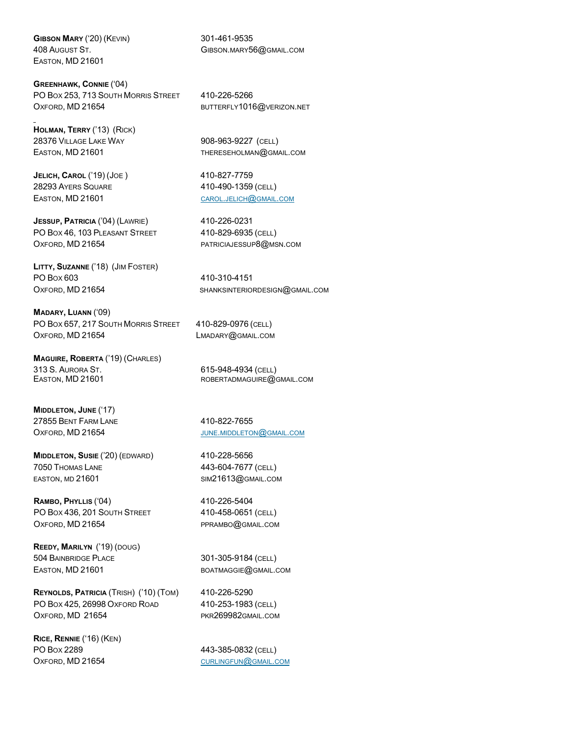**GIBSON MARY** ('20) (KEVIN)
408 AUGUST ST.
EASTON, MD 21601
301-461-9535
GIBSON.MARY56@GMAIL.COM

**GREENHAWK, CONNIE** ('04)
PO BOX 253, 713 SOUTH MORRIS STREET
OXFORD, MD 21654
410-226-5266
BUTTERFLY1016@VERIZON.NET

**HOLMAN, TERRY** ('13) (RICK)
28376 VILLAGE LAKE WAY
EASTON, MD 21601
908-963-9227 (CELL)
THERESEHOLMAN@GMAIL.COM

**JELICH, CAROL** ('19) (JOE)
28293 AYERS SQUARE
EASTON, MD 21601
410-827-7759
410-490-1359 (CELL)
CAROL.JELICH@GMAIL.COM

**JESSUP, PATRICIA** ('04) (LAWRIE)
PO BOX 46, 103 PLEASANT STREET
OXFORD, MD 21654
410-226-0231
410-829-6935 (CELL)
PATRICIAJESSUP8@MSN.COM

**LITTY, SUZANNE** ('18) (JIM FOSTER)
PO BOX 603
OXFORD, MD 21654
410-310-4151
SHANKSINTERIORDESIGN@GMAIL.COM

**MADARY, LUANN** ('09)
PO BOX 657, 217 SOUTH MORRIS STREET
OXFORD, MD 21654
410-829-0976 (CELL)
LMADARY@GMAIL.COM

**MAGUIRE, ROBERTA** ('19) (CHARLES)
313 S. AURORA ST.
EASTON, MD 21601
615-948-4934 (CELL)
ROBERTADMAGUIRE@GMAIL.COM

**MIDDLETON, JUNE** ('17)
27855 BENT FARM LANE
OXFORD, MD 21654
410-822-7655
JUNE.MIDDLETON@GMAIL.COM

**MIDDLETON, SUSIE** ('20) (EDWARD)
7050 THOMAS LANE
EASTON, MD 21601
410-228-5656
443-604-7677 (CELL)
SIM21613@GMAIL.COM

**RAMBO, PHYLLIS** ('04)
PO BOX 436, 201 SOUTH STREET
OXFORD, MD 21654
410-226-5404
410-458-0651 (CELL)
PPRAMBO@GMAIL.COM

**REEDY, MARILYN** ('19) (DOUG)
504 BAINBRIDGE PLACE
EASTON, MD 21601
301-305-9184 (CELL)
BOATMAGGIE@GMAIL.COM

**REYNOLDS, PATRICIA** (TRISH) ('10) (TOM)
PO BOX 425, 26998 OXFORD ROAD
OXFORD, MD 21654
410-226-5290
410-253-1983 (CELL)
PKR269982GMAIL.COM

**RICE, RENNIE** ('16) (KEN)
PO BOX 2289
OXFORD, MD 21654
443-385-0832 (CELL)
CURLINGFUN@GMAIL.COM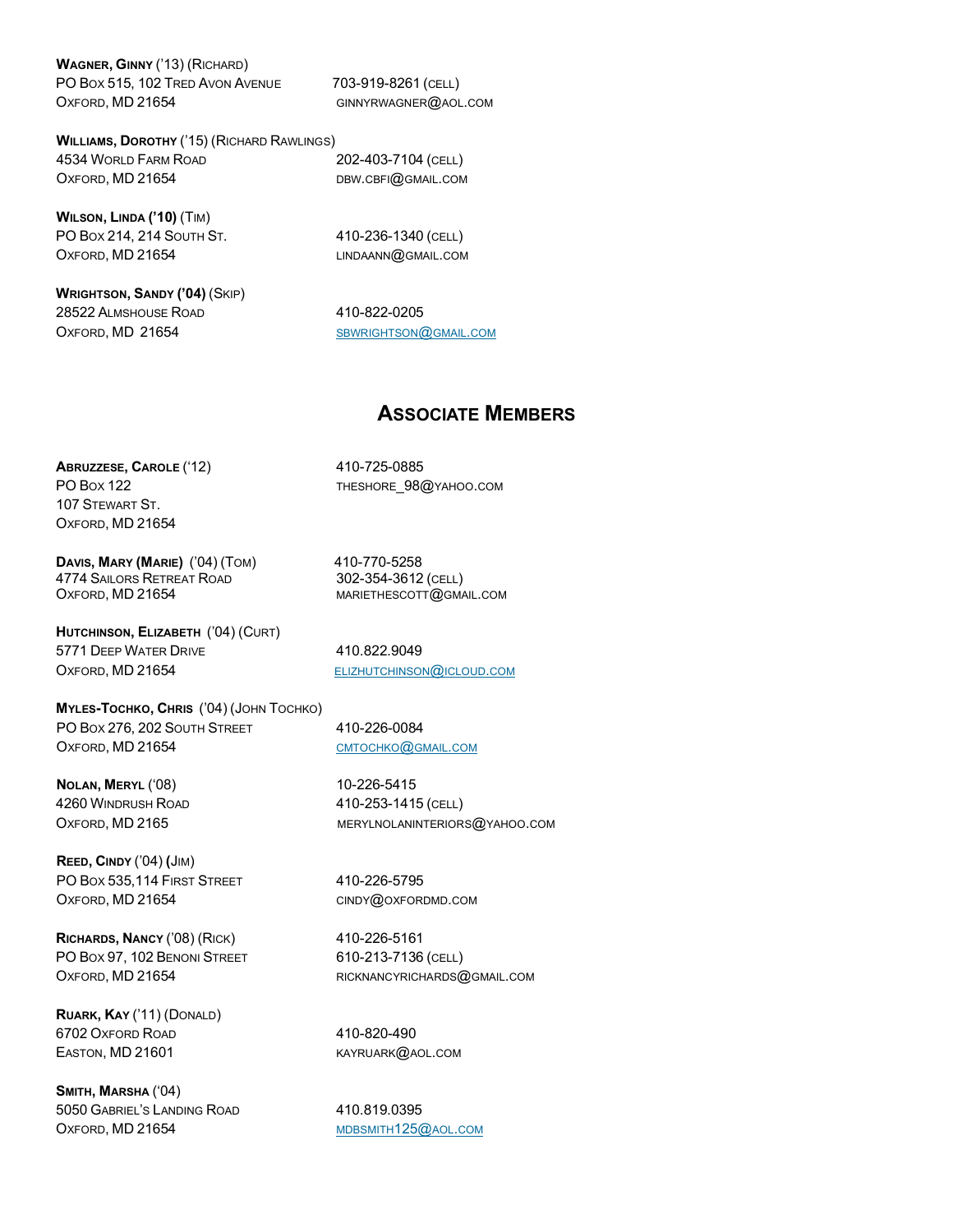**Wagner, Ginny** ('13) (Richard)
PO Box 515, 102 Tred Avon Avenue
Oxford, MD 21654
703-919-8261 (cell)
ginnyrwagner@aol.com

**Williams, Dorothy** ('15) (Richard Rawlings)
4534 World Farm Road
Oxford, MD 21654
202-403-7104 (cell)
dbw.cbfi@gmail.com

**Wilson, Linda ('10)** (Tim)
PO Box 214, 214 South St.
Oxford, MD 21654
410-236-1340 (cell)
lindaann@gmail.com

**Wrightson, Sandy ('04)** (Skip)
28522 Almshouse Road
Oxford, MD 21654
410-822-0205
sbwrightson@gmail.com

## Associate Members

**Abruzzese, Carole** ('12)
PO Box 122
107 Stewart St.
Oxford, MD 21654
410-725-0885
theshore_98@yahoo.com

**Davis, Mary (Marie)** ('04) (Tom)
4774 Sailors Retreat Road
Oxford, MD 21654
410-770-5258
302-354-3612 (cell)
mariethescott@gmail.com

**Hutchinson, Elizabeth** ('04) (Curt)
5771 Deep Water Drive
Oxford, MD 21654
410.822.9049
elizhutchinson@icloud.com

**Myles-Tochko, Chris** ('04) (John Tochko)
PO Box 276, 202 South Street
Oxford, MD 21654
410-226-0084
cmtochko@gmail.com

**Nolan, Meryl** ('08)
4260 Windrush Road
Oxford, MD 2165
10-226-5415
410-253-1415 (cell)
merylnolaninteriors@yahoo.com

**Reed, Cindy** ('04) **(**Jim)
PO Box 535,114 First Street
Oxford, MD 21654
410-226-5795
cindy@oxfordmd.com

**Richards, Nancy** ('08) (Rick)
PO Box 97, 102 Benoni Street
Oxford, MD 21654
410-226-5161
610-213-7136 (cell)
ricknancyrichards@gmail.com

**Ruark, Kay** ('11) (Donald)
6702 Oxford Road
Easton, MD 21601
410-820-490
kayruark@aol.com

**Smith, Marsha** ('04)
5050 Gabriel's Landing Road
Oxford, MD 21654
410.819.0395
mdbsmith125@aol.com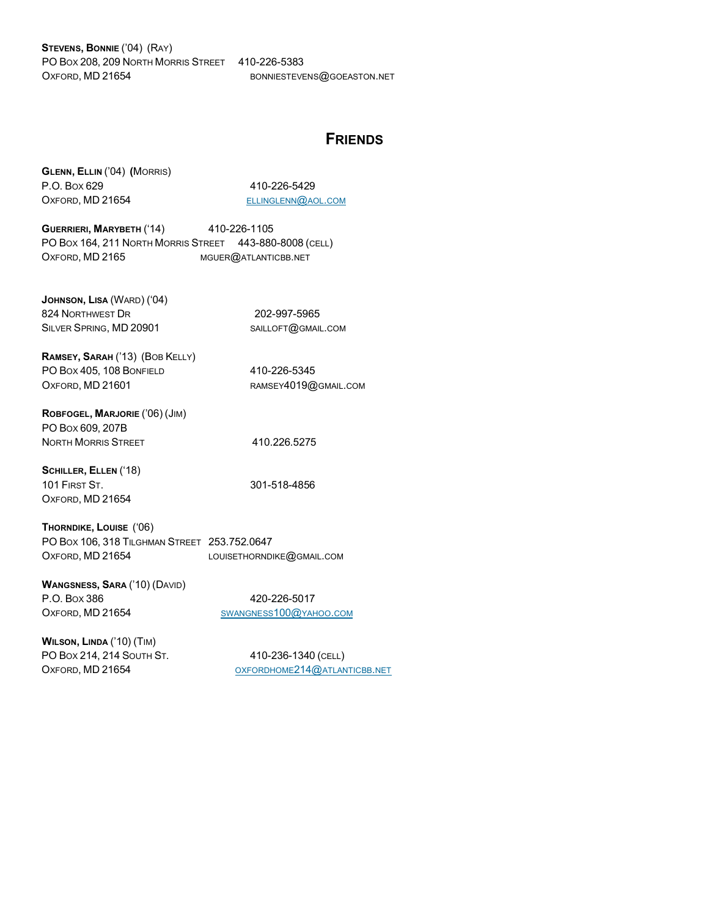**Stevens, Bonnie** ('04) (Ray)
PO Box 208, 209 North Morris Street 410-226-5383
Oxford, MD 21654 bonniestevens@goeaston.net

## Friends

**Glenn, Ellin** ('04) **(**Morris)
P.O. Box 629 410-226-5429
Oxford, MD 21654 ellinglenn@aol.com

**Guerrieri, Marybeth** ('14) 410-226-1105
PO Box 164, 211 North Morris Street 443-880-8008 (cell)
Oxford, MD 2165 mguer@atlanticbb.net

**Johnson, Lisa** (Ward) ('04)
824 Northwest Dr 202-997-5965
Silver Spring, MD 20901 sailloft@gmail.com

**Ramsey, Sarah** ('13) (Bob Kelly)
PO Box 405, 108 Bonfield 410-226-5345
Oxford, MD 21601 ramsey4019@gmail.com

**Robfogel, Marjorie** ('06) (Jim)
PO Box 609, 207B
North Morris Street 410.226.5275

**Schiller, Ellen** ('18)
101 First St. 301-518-4856
Oxford, MD 21654

**Thorndike, Louise** ('06)
PO Box 106, 318 Tilghman Street 253.752.0647
Oxford, MD 21654 louisethorndike@gmail.com

**Wangsness, Sara** ('10) (David)
P.O. Box 386 420-226-5017
Oxford, MD 21654 swangness100@yahoo.com

**Wilson, Linda** ('10) (Tim)
PO Box 214, 214 South St. 410-236-1340 (cell)
Oxford, MD 21654 oxfordhome214@atlanticbb.net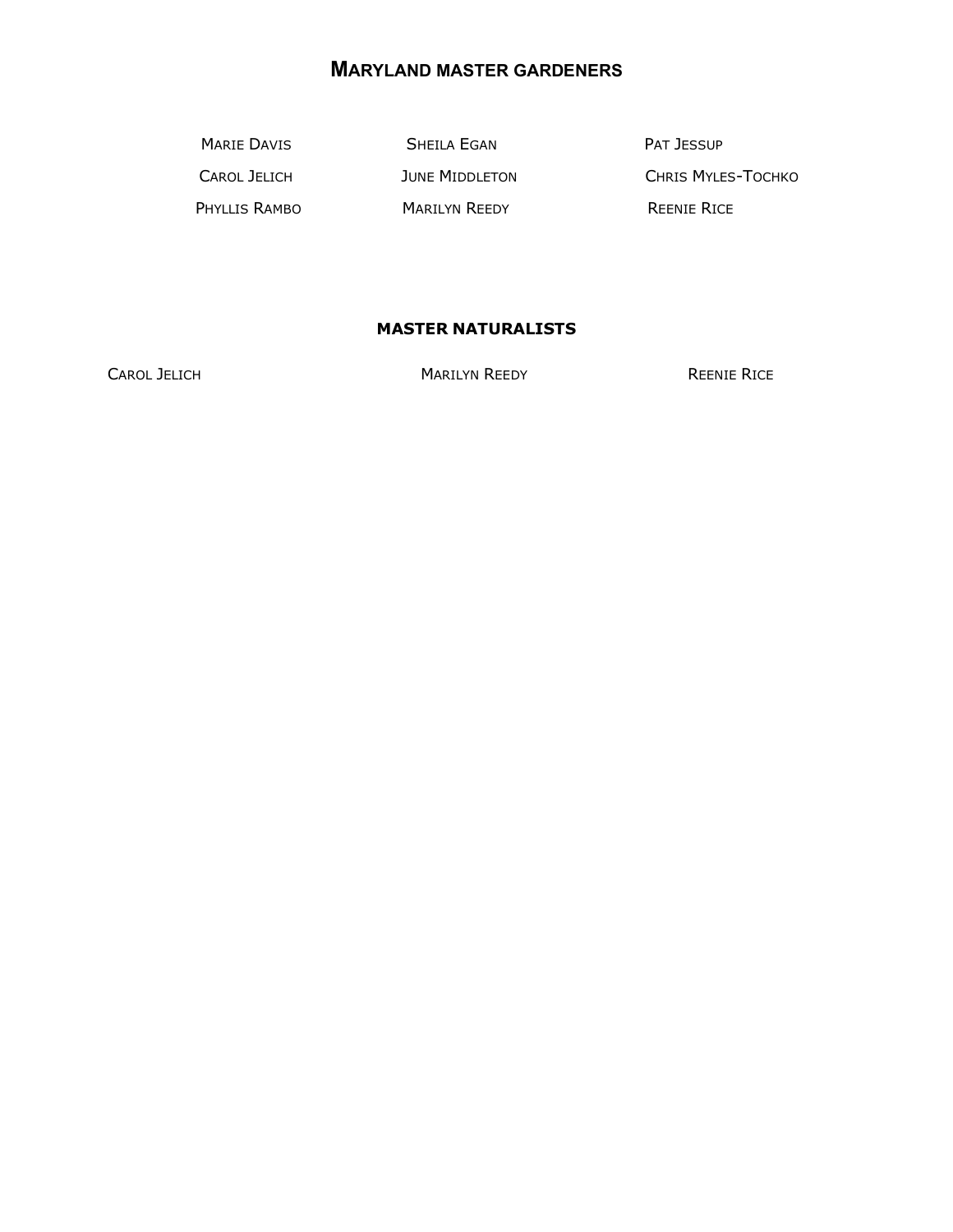## Maryland Master Gardeners

| | | |
|---|---|---|
| Marie Davis | Sheila Egan | Pat Jessup |
| Carol Jelich | June Middleton | Chris Myles-Tochko |
| Phyllis Rambo | Marilyn Reedy | Reenie Rice |

## MASTER NATURALISTS

| | | |
|---|---|---|
| Carol Jelich | Marilyn Reedy | Reenie Rice |